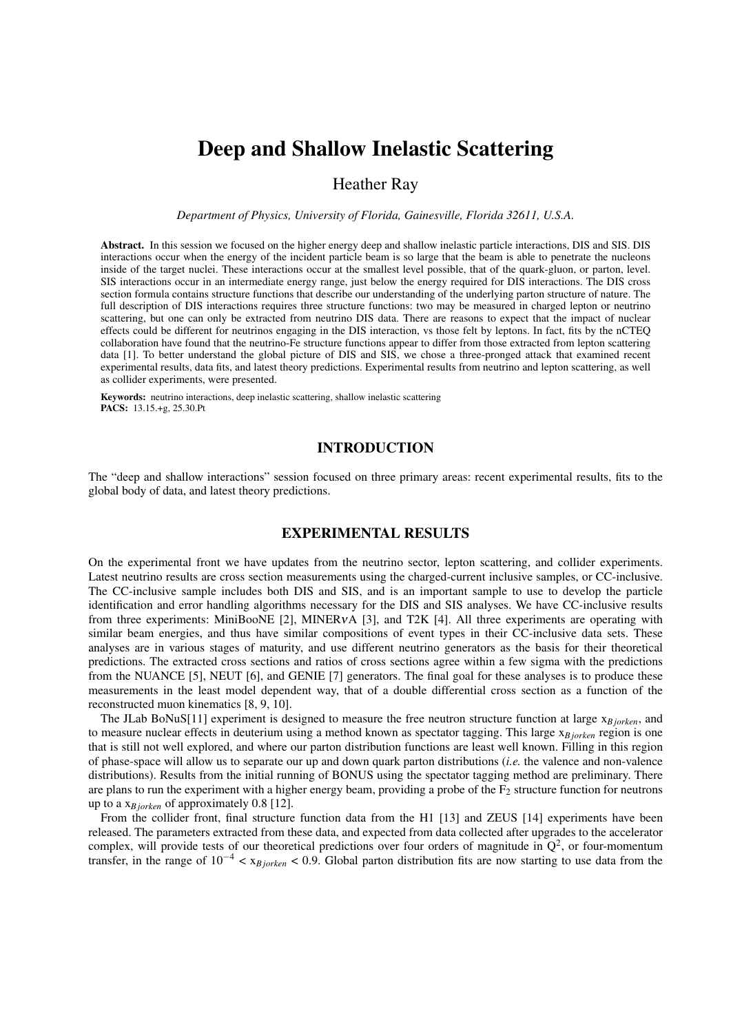# Deep and Shallow Inelastic Scattering

Heather Ray

*Department of Physics, University of Florida, Gainesville, Florida 32611, U.S.A.*

**Abstract.** In this session we focused on the higher energy deep and shallow inelastic particle interactions, DIS and SIS. DIS interactions occur when the energy of the incident particle beam is so large that the beam is able to penetrate the nucleons inside of the target nuclei. These interactions occur at the smallest level possible, that of the quark-gluon, or parton, level. SIS interactions occur in an intermediate energy range, just below the energy required for DIS interactions. The DIS cross section formula contains structure functions that describe our understanding of the underlying parton structure of nature. The full description of DIS interactions requires three structure functions: two may be measured in charged lepton or neutrino scattering, but one can only be extracted from neutrino DIS data. There are reasons to expect that the impact of nuclear effects could be different for neutrinos engaging in the DIS interaction, vs those felt by leptons. In fact, fits by the nCTEQ collaboration have found that the neutrino-Fe structure functions appear to differ from those extracted from lepton scattering data [1]. To better understand the global picture of DIS and SIS, we chose a three-pronged attack that examined recent experimental results, data fits, and latest theory predictions. Experimental results from neutrino and lepton scattering, as well as collider experiments, were presented.

**Keywords:** neutrino interactions, deep inelastic scattering, shallow inelastic scattering
**PACS:** 13.15.+g, 25.30.Pt

## INTRODUCTION

The "deep and shallow interactions" session focused on three primary areas: recent experimental results, fits to the global body of data, and latest theory predictions.

## EXPERIMENTAL RESULTS

On the experimental front we have updates from the neutrino sector, lepton scattering, and collider experiments. Latest neutrino results are cross section measurements using the charged-current inclusive samples, or CC-inclusive. The CC-inclusive sample includes both DIS and SIS, and is an important sample to use to develop the particle identification and error handling algorithms necessary for the DIS and SIS analyses. We have CC-inclusive results from three experiments: MiniBooNE [2], MINER$\nu$A [3], and T2K [4]. All three experiments are operating with similar beam energies, and thus have similar compositions of event types in their CC-inclusive data sets. These analyses are in various stages of maturity, and use different neutrino generators as the basis for their theoretical predictions. The extracted cross sections and ratios of cross sections agree within a few sigma with the predictions from the NUANCE [5], NEUT [6], and GENIE [7] generators. The final goal for these analyses is to produce these measurements in the least model dependent way, that of a double differential cross section as a function of the reconstructed muon kinematics [8, 9, 10].

The JLab BoNuS[11] experiment is designed to measure the free neutron structure function at large $x_{Bjorken}$, and to measure nuclear effects in deuterium using a method known as spectator tagging. This large $x_{Bjorken}$ region is one that is still not well explored, and where our parton distribution functions are least well known. Filling in this region of phase-space will allow us to separate our up and down quark parton distributions (*i.e.* the valence and non-valence distributions). Results from the initial running of BONUS using the spectator tagging method are preliminary. There are plans to run the experiment with a higher energy beam, providing a probe of the $F_2$ structure function for neutrons up to a $x_{Bjorken}$ of approximately 0.8 [12].

From the collider front, final structure function data from the H1 [13] and ZEUS [14] experiments have been released. The parameters extracted from these data, and expected from data collected after upgrades to the accelerator complex, will provide tests of our theoretical predictions over four orders of magnitude in $Q^2$, or four-momentum transfer, in the range of $10^{-4} < x_{Bjorken} < 0.9$. Global parton distribution fits are now starting to use data from the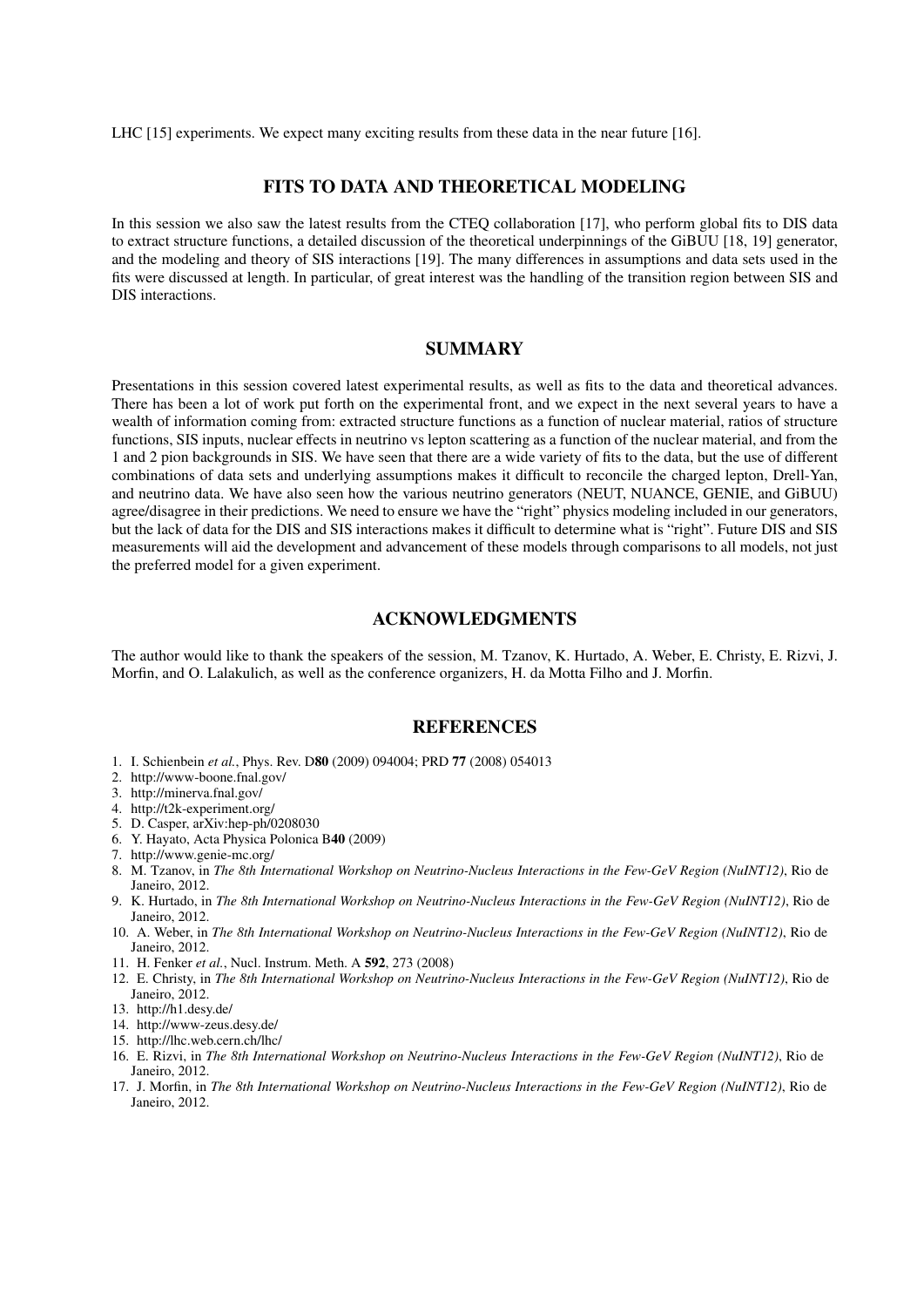LHC [15] experiments. We expect many exciting results from these data in the near future [16].

## FITS TO DATA AND THEORETICAL MODELING

In this session we also saw the latest results from the CTEQ collaboration [17], who perform global fits to DIS data to extract structure functions, a detailed discussion of the theoretical underpinnings of the GiBUU [18, 19] generator, and the modeling and theory of SIS interactions [19]. The many differences in assumptions and data sets used in the fits were discussed at length. In particular, of great interest was the handling of the transition region between SIS and DIS interactions.

## SUMMARY

Presentations in this session covered latest experimental results, as well as fits to the data and theoretical advances. There has been a lot of work put forth on the experimental front, and we expect in the next several years to have a wealth of information coming from: extracted structure functions as a function of nuclear material, ratios of structure functions, SIS inputs, nuclear effects in neutrino vs lepton scattering as a function of the nuclear material, and from the 1 and 2 pion backgrounds in SIS. We have seen that there are a wide variety of fits to the data, but the use of different combinations of data sets and underlying assumptions makes it difficult to reconcile the charged lepton, Drell-Yan, and neutrino data. We have also seen how the various neutrino generators (NEUT, NUANCE, GENIE, and GiBUU) agree/disagree in their predictions. We need to ensure we have the "right" physics modeling included in our generators, but the lack of data for the DIS and SIS interactions makes it difficult to determine what is "right". Future DIS and SIS measurements will aid the development and advancement of these models through comparisons to all models, not just the preferred model for a given experiment.

## ACKNOWLEDGMENTS

The author would like to thank the speakers of the session, M. Tzanov, K. Hurtado, A. Weber, E. Christy, E. Rizvi, J. Morfin, and O. Lalakulich, as well as the conference organizers, H. da Motta Filho and J. Morfin.

## REFERENCES

1. I. Schienbein *et al.*, Phys. Rev. D**80** (2009) 094004; PRD **77** (2008) 054013
2. http://www-boone.fnal.gov/
3. http://minerva.fnal.gov/
4. http://t2k-experiment.org/
5. D. Casper, arXiv:hep-ph/0208030
6. Y. Hayato, Acta Physica Polonica B**40** (2009)
7. http://www.genie-mc.org/
8. M. Tzanov, in *The 8th International Workshop on Neutrino-Nucleus Interactions in the Few-GeV Region (NuINT12)*, Rio de Janeiro, 2012.
9. K. Hurtado, in *The 8th International Workshop on Neutrino-Nucleus Interactions in the Few-GeV Region (NuINT12)*, Rio de Janeiro, 2012.
10. A. Weber, in *The 8th International Workshop on Neutrino-Nucleus Interactions in the Few-GeV Region (NuINT12)*, Rio de Janeiro, 2012.
11. H. Fenker *et al.*, Nucl. Instrum. Meth. A **592**, 273 (2008)
12. E. Christy, in *The 8th International Workshop on Neutrino-Nucleus Interactions in the Few-GeV Region (NuINT12)*, Rio de Janeiro, 2012.
13. http://h1.desy.de/
14. http://www-zeus.desy.de/
15. http://lhc.web.cern.ch/lhc/
16. E. Rizvi, in *The 8th International Workshop on Neutrino-Nucleus Interactions in the Few-GeV Region (NuINT12)*, Rio de Janeiro, 2012.
17. J. Morfin, in *The 8th International Workshop on Neutrino-Nucleus Interactions in the Few-GeV Region (NuINT12)*, Rio de Janeiro, 2012.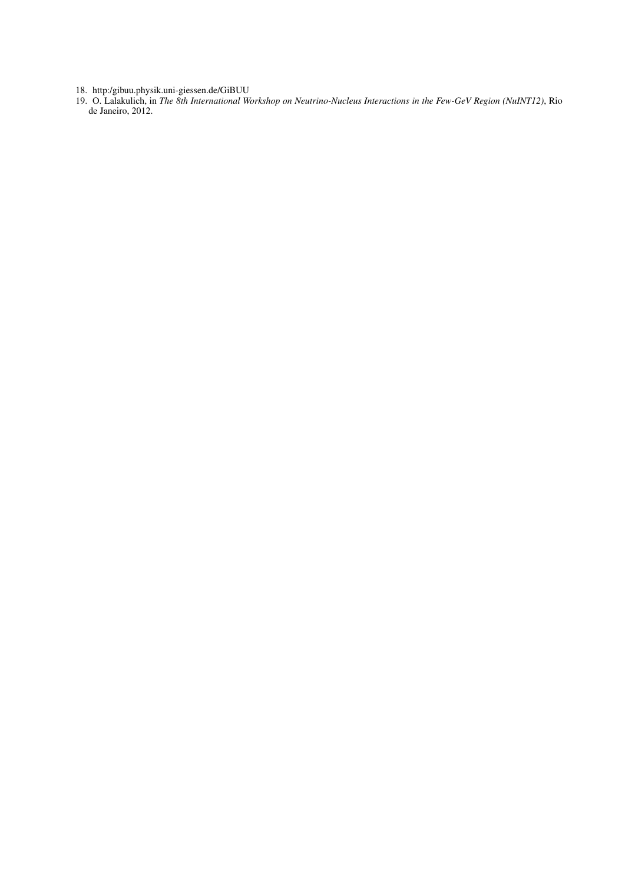18. http:/gibuu.physik.uni-giessen.de/GiBUU
19. O. Lalakulich, in *The 8th International Workshop on Neutrino-Nucleus Interactions in the Few-GeV Region (NuINT12)*, Rio de Janeiro, 2012.